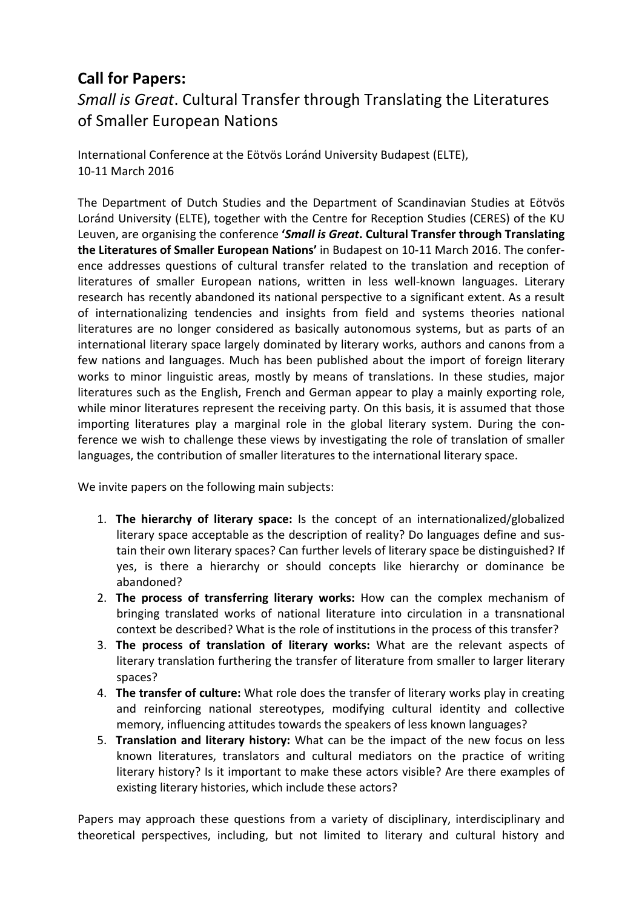## Call for Papers:
## *Small is Great*. Cultural Transfer through Translating the Literatures of Smaller European Nations

International Conference at the Eötvös Loránd University Budapest (ELTE), 10-11 March 2016

The Department of Dutch Studies and the Department of Scandinavian Studies at Eötvös Loránd University (ELTE), together with the Centre for Reception Studies (CERES) of the KU Leuven, are organising the conference **'*Small is Great*. Cultural Transfer through Translating the Literatures of Smaller European Nations'** in Budapest on 10-11 March 2016. The conference addresses questions of cultural transfer related to the translation and reception of literatures of smaller European nations, written in less well-known languages. Literary research has recently abandoned its national perspective to a significant extent. As a result of internationalizing tendencies and insights from field and systems theories national literatures are no longer considered as basically autonomous systems, but as parts of an international literary space largely dominated by literary works, authors and canons from a few nations and languages. Much has been published about the import of foreign literary works to minor linguistic areas, mostly by means of translations. In these studies, major literatures such as the English, French and German appear to play a mainly exporting role, while minor literatures represent the receiving party. On this basis, it is assumed that those importing literatures play a marginal role in the global literary system. During the conference we wish to challenge these views by investigating the role of translation of smaller languages, the contribution of smaller literatures to the international literary space.

We invite papers on the following main subjects:

1. **The hierarchy of literary space:** Is the concept of an internationalized/globalized literary space acceptable as the description of reality? Do languages define and sustain their own literary spaces? Can further levels of literary space be distinguished? If yes, is there a hierarchy or should concepts like hierarchy or dominance be abandoned?
2. **The process of transferring literary works:** How can the complex mechanism of bringing translated works of national literature into circulation in a transnational context be described? What is the role of institutions in the process of this transfer?
3. **The process of translation of literary works:** What are the relevant aspects of literary translation furthering the transfer of literature from smaller to larger literary spaces?
4. **The transfer of culture:** What role does the transfer of literary works play in creating and reinforcing national stereotypes, modifying cultural identity and collective memory, influencing attitudes towards the speakers of less known languages?
5. **Translation and literary history:** What can be the impact of the new focus on less known literatures, translators and cultural mediators on the practice of writing literary history? Is it important to make these actors visible? Are there examples of existing literary histories, which include these actors?

Papers may approach these questions from a variety of disciplinary, interdisciplinary and theoretical perspectives, including, but not limited to literary and cultural history and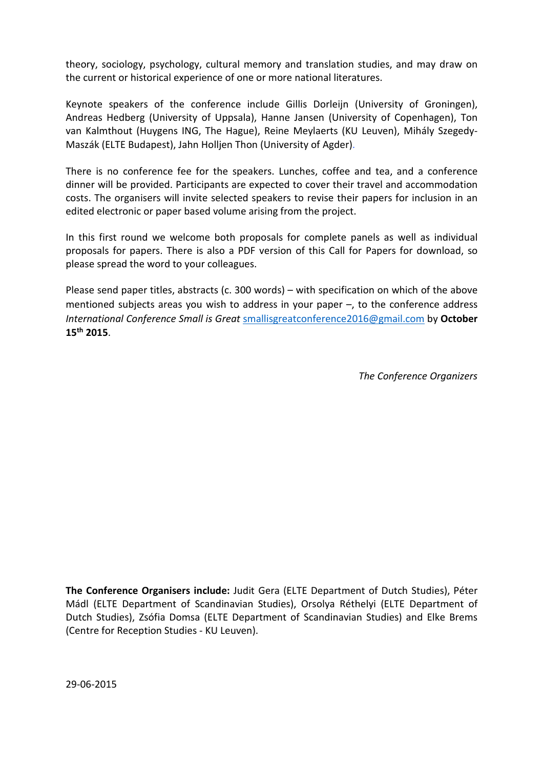theory, sociology, psychology, cultural memory and translation studies, and may draw on the current or historical experience of one or more national literatures.

Keynote speakers of the conference include Gillis Dorleijn (University of Groningen), Andreas Hedberg (University of Uppsala), Hanne Jansen (University of Copenhagen), Ton van Kalmthout (Huygens ING, The Hague), Reine Meylaerts (KU Leuven), Mihály Szegedy-Maszák (ELTE Budapest), Jahn Holljen Thon (University of Agder).

There is no conference fee for the speakers. Lunches, coffee and tea, and a conference dinner will be provided. Participants are expected to cover their travel and accommodation costs. The organisers will invite selected speakers to revise their papers for inclusion in an edited electronic or paper based volume arising from the project.

In this first round we welcome both proposals for complete panels as well as individual proposals for papers. There is also a PDF version of this Call for Papers for download, so please spread the word to your colleagues.

Please send paper titles, abstracts (c. 300 words) – with specification on which of the above mentioned subjects areas you wish to address in your paper –, to the conference address *International Conference Small is Great* smallisgreatconference2016@gmail.com by **October 15th 2015**.

*The Conference Organizers*

**The Conference Organisers include:** Judit Gera (ELTE Department of Dutch Studies), Péter Mádl (ELTE Department of Scandinavian Studies), Orsolya Réthelyi (ELTE Department of Dutch Studies), Zsófia Domsa (ELTE Department of Scandinavian Studies) and Elke Brems (Centre for Reception Studies - KU Leuven).

29-06-2015